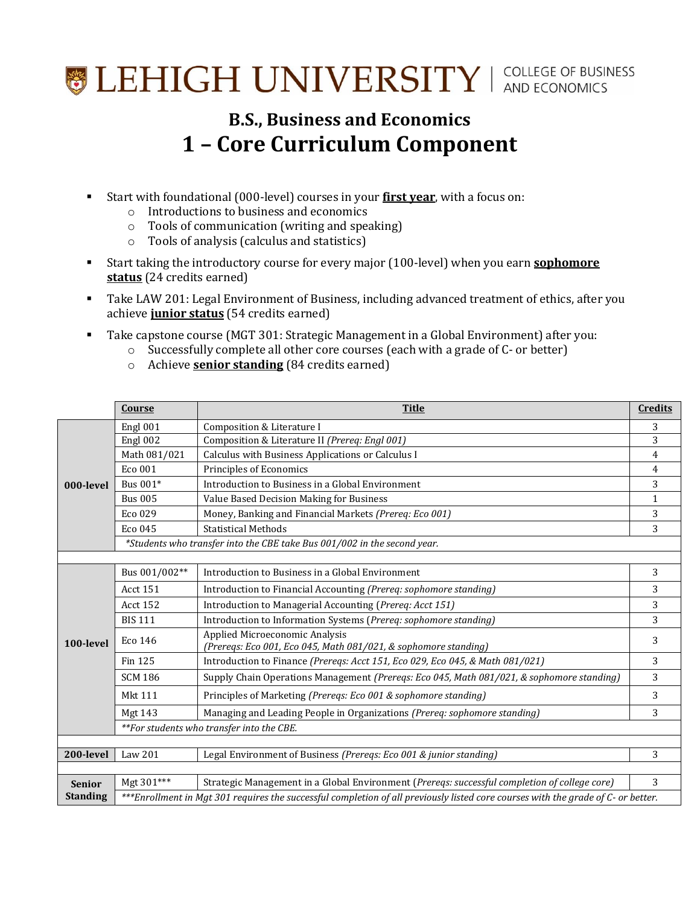LEHIGH UNIVERSITY | COLLEGE OF BUSINESS AND ECONOMICS

# B.S., Business and Economics

# 1 – Core Curriculum Component

- Start with foundational (000-level) courses in your **first year**, with a focus on:
  - Introductions to business and economics
  - Tools of communication (writing and speaking)
  - Tools of analysis (calculus and statistics)
- Start taking the introductory course for every major (100-level) when you earn **sophomore status** (24 credits earned)
- Take LAW 201: Legal Environment of Business, including advanced treatment of ethics, after you achieve **junior status** (54 credits earned)
- Take capstone course (MGT 301: Strategic Management in a Global Environment) after you:
  - Successfully complete all other core courses (each with a grade of C- or better)
  - Achieve **senior standing** (84 credits earned)

| | Course | Title | Credits |
|---|---|---|---|
| **000-level** | Engl 001 | Composition & Literature I | 3 |
| | Engl 002 | Composition & Literature II *(Prereq: Engl 001)* | 3 |
| | Math 081/021 | Calculus with Business Applications or Calculus I | 4 |
| | Eco 001 | Principles of Economics | 4 |
| | Bus 001* | Introduction to Business in a Global Environment | 3 |
| | Bus 005 | Value Based Decision Making for Business | 1 |
| | Eco 029 | Money, Banking and Financial Markets *(Prereq: Eco 001)* | 3 |
| | Eco 045 | Statistical Methods | 3 |
| | *\*Students who transfer into the CBE take Bus 001/002 in the second year.* | | |
| | | | |
| **100-level** | Bus 001/002** | Introduction to Business in a Global Environment | 3 |
| | Acct 151 | Introduction to Financial Accounting *(Prereq: sophomore standing)* | 3 |
| | Acct 152 | Introduction to Managerial Accounting *(Prereq: Acct 151)* | 3 |
| | BIS 111 | Introduction to Information Systems *(Prereq: sophomore standing)* | 3 |
| | Eco 146 | Applied Microeconomic Analysis *(Prereqs: Eco 001, Eco 045, Math 081/021, & sophomore standing)* | 3 |
| | Fin 125 | Introduction to Finance *(Prereqs: Acct 151, Eco 029, Eco 045, & Math 081/021)* | 3 |
| | SCM 186 | Supply Chain Operations Management *(Prereqs: Eco 045, Math 081/021, & sophomore standing)* | 3 |
| | Mkt 111 | Principles of Marketing *(Prereqs: Eco 001 & sophomore standing)* | 3 |
| | Mgt 143 | Managing and Leading People in Organizations *(Prereq: sophomore standing)* | 3 |
| | *\*\*For students who transfer into the CBE.* | | |
| | | | |
| **200-level** | Law 201 | Legal Environment of Business *(Prereqs: Eco 001 & junior standing)* | 3 |
| | | | |
| **Senior Standing** | Mgt 301*** | Strategic Management in a Global Environment (*Prereqs: successful completion of college core)* | 3 |
| | *\*\*\*Enrollment in Mgt 301 requires the successful completion of all previously listed core courses with the grade of C- or better.* | | |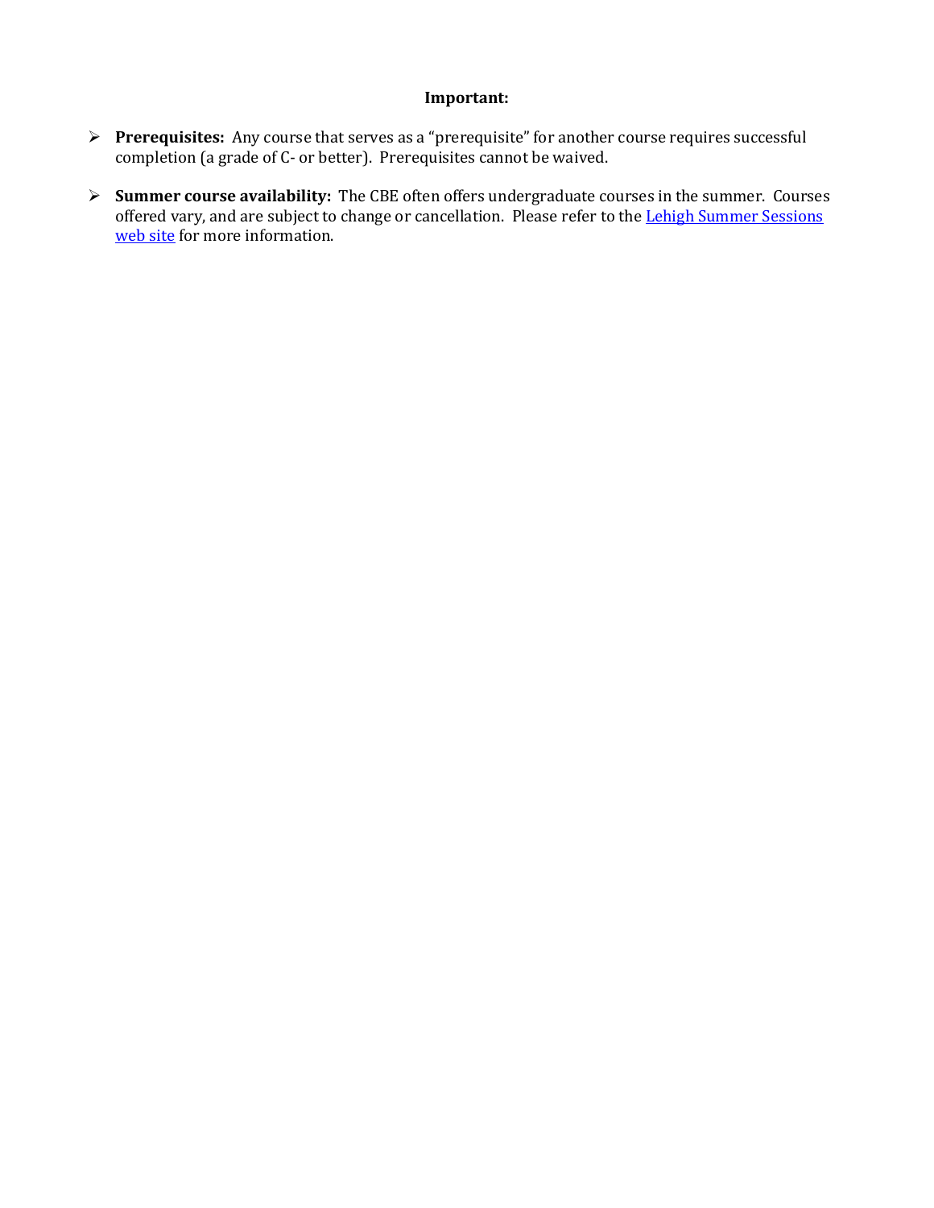**Important:**

- **Prerequisites:** Any course that serves as a "prerequisite" for another course requires successful completion (a grade of C- or better). Prerequisites cannot be waived.

- **Summer course availability:** The CBE often offers undergraduate courses in the summer. Courses offered vary, and are subject to change or cancellation. Please refer to the Lehigh Summer Sessions web site for more information.